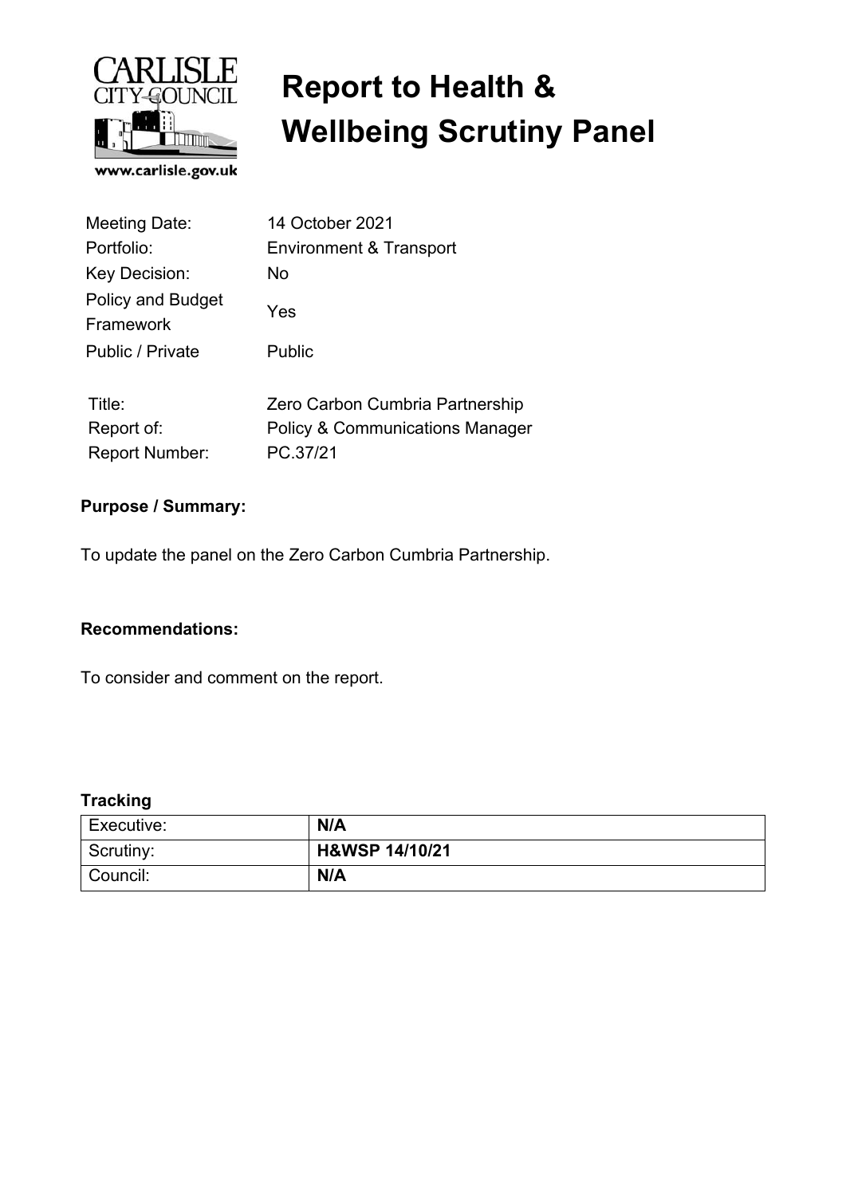# Report to Health & Wellbeing Scrutiny Panel

| | |
|---|---|
| Meeting Date: | 14 October 2021 |
| Portfolio: | Environment & Transport |
| Key Decision: | No |
| Policy and Budget Framework | Yes |
| Public / Private | Public |

| | |
|---|---|
| Title: | Zero Carbon Cumbria Partnership |
| Report of: | Policy & Communications Manager |
| Report Number: | PC.37/21 |

**Purpose / Summary:**

To update the panel on the Zero Carbon Cumbria Partnership.

**Recommendations:**

To consider and comment on the report.

**Tracking**

| | |
|---|---|
| Executive: | **N/A** |
| Scrutiny: | **H&WSP 14/10/21** |
| Council: | **N/A** |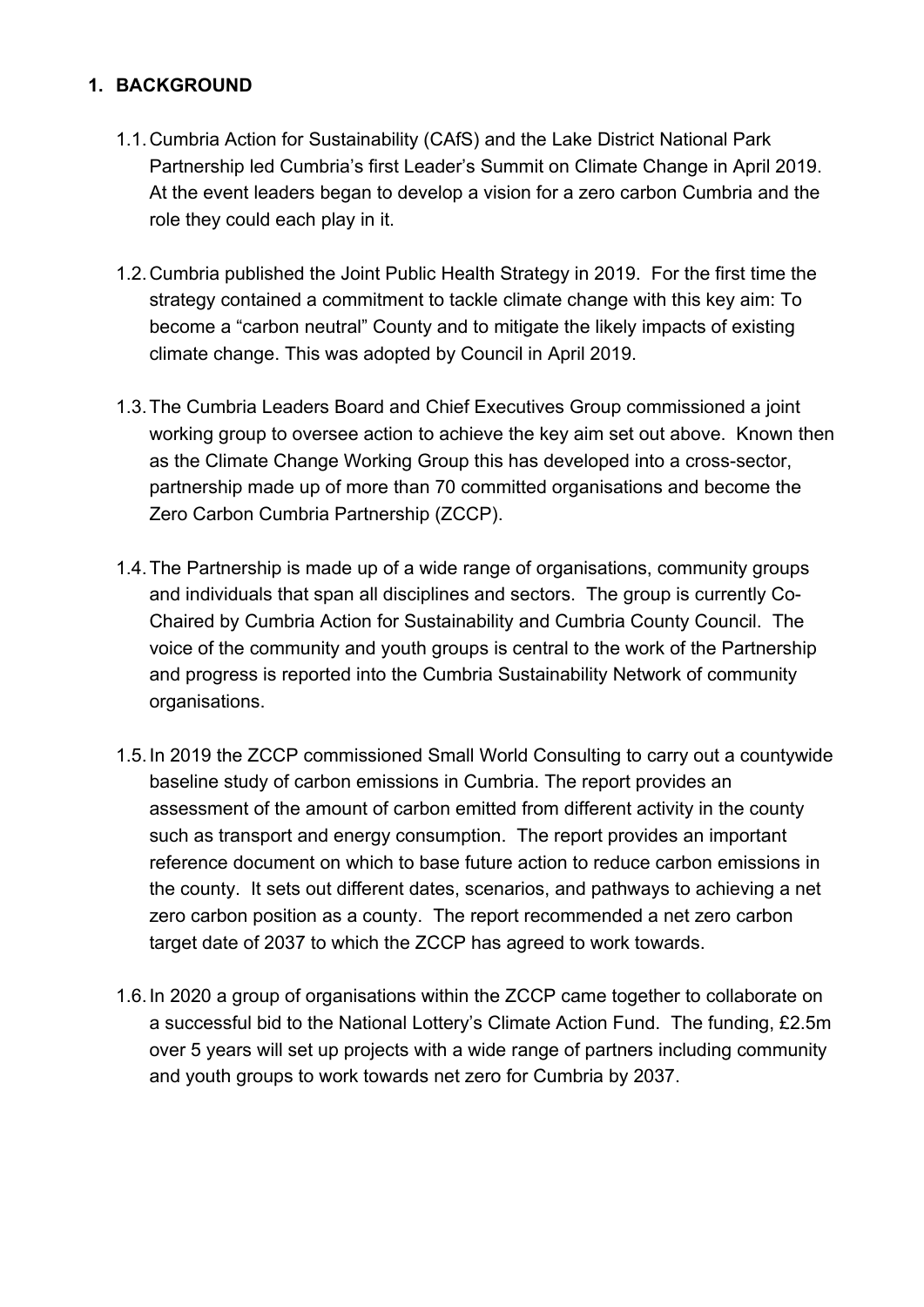## 1. BACKGROUND

1.1. Cumbria Action for Sustainability (CAfS) and the Lake District National Park Partnership led Cumbria's first Leader's Summit on Climate Change in April 2019. At the event leaders began to develop a vision for a zero carbon Cumbria and the role they could each play in it.

1.2. Cumbria published the Joint Public Health Strategy in 2019. For the first time the strategy contained a commitment to tackle climate change with this key aim: To become a "carbon neutral" County and to mitigate the likely impacts of existing climate change. This was adopted by Council in April 2019.

1.3. The Cumbria Leaders Board and Chief Executives Group commissioned a joint working group to oversee action to achieve the key aim set out above. Known then as the Climate Change Working Group this has developed into a cross-sector, partnership made up of more than 70 committed organisations and become the Zero Carbon Cumbria Partnership (ZCCP).

1.4. The Partnership is made up of a wide range of organisations, community groups and individuals that span all disciplines and sectors. The group is currently Co-Chaired by Cumbria Action for Sustainability and Cumbria County Council. The voice of the community and youth groups is central to the work of the Partnership and progress is reported into the Cumbria Sustainability Network of community organisations.

1.5. In 2019 the ZCCP commissioned Small World Consulting to carry out a countywide baseline study of carbon emissions in Cumbria. The report provides an assessment of the amount of carbon emitted from different activity in the county such as transport and energy consumption. The report provides an important reference document on which to base future action to reduce carbon emissions in the county. It sets out different dates, scenarios, and pathways to achieving a net zero carbon position as a county. The report recommended a net zero carbon target date of 2037 to which the ZCCP has agreed to work towards.

1.6. In 2020 a group of organisations within the ZCCP came together to collaborate on a successful bid to the National Lottery's Climate Action Fund. The funding, £2.5m over 5 years will set up projects with a wide range of partners including community and youth groups to work towards net zero for Cumbria by 2037.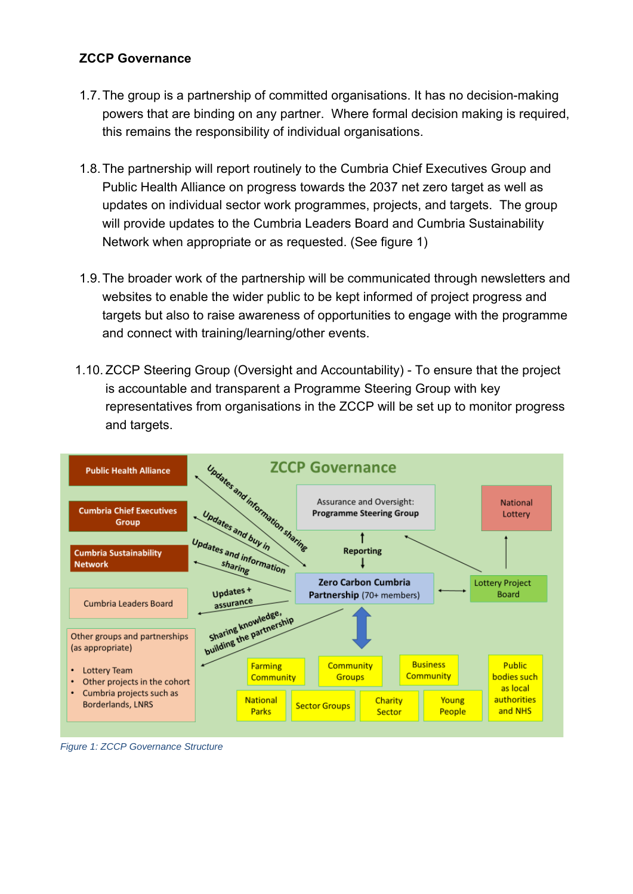**ZCCP Governance**

1.7. The group is a partnership of committed organisations. It has no decision-making powers that are binding on any partner. Where formal decision making is required, this remains the responsibility of individual organisations.

1.8. The partnership will report routinely to the Cumbria Chief Executives Group and Public Health Alliance on progress towards the 2037 net zero target as well as updates on individual sector work programmes, projects, and targets. The group will provide updates to the Cumbria Leaders Board and Cumbria Sustainability Network when appropriate or as requested. (See figure 1)

1.9. The broader work of the partnership will be communicated through newsletters and websites to enable the wider public to be kept informed of project progress and targets but also to raise awareness of opportunities to engage with the programme and connect with training/learning/other events.

1.10. ZCCP Steering Group (Oversight and Accountability) - To ensure that the project is accountable and transparent a Programme Steering Group with key representatives from organisations in the ZCCP will be set up to monitor progress and targets.

*Figure 1: ZCCP Governance Structure*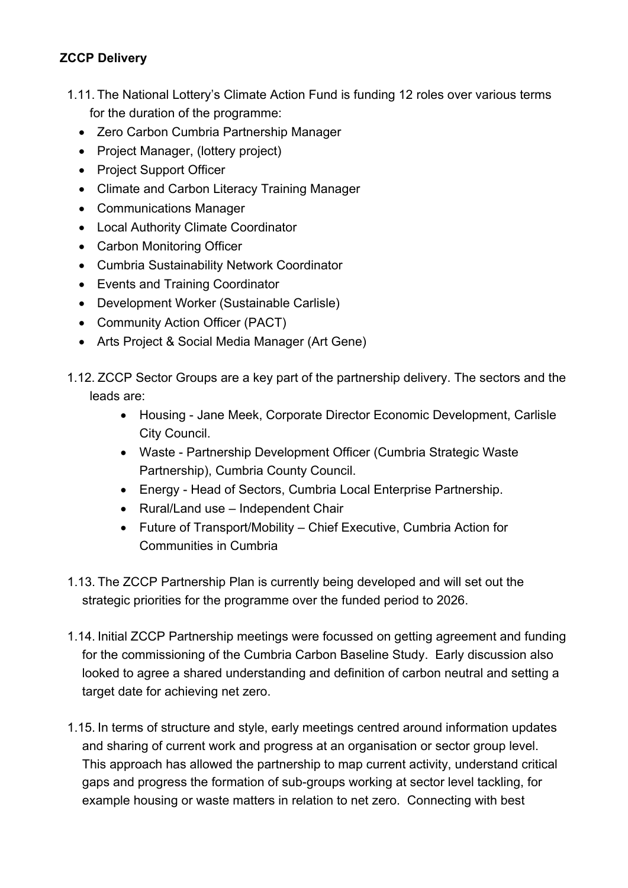**ZCCP Delivery**

1.11. The National Lottery's Climate Action Fund is funding 12 roles over various terms for the duration of the programme:

- Zero Carbon Cumbria Partnership Manager
- Project Manager, (lottery project)
- Project Support Officer
- Climate and Carbon Literacy Training Manager
- Communications Manager
- Local Authority Climate Coordinator
- Carbon Monitoring Officer
- Cumbria Sustainability Network Coordinator
- Events and Training Coordinator
- Development Worker (Sustainable Carlisle)
- Community Action Officer (PACT)
- Arts Project & Social Media Manager (Art Gene)

1.12. ZCCP Sector Groups are a key part of the partnership delivery. The sectors and the leads are:

- Housing - Jane Meek, Corporate Director Economic Development, Carlisle City Council.
- Waste - Partnership Development Officer (Cumbria Strategic Waste Partnership), Cumbria County Council.
- Energy - Head of Sectors, Cumbria Local Enterprise Partnership.
- Rural/Land use – Independent Chair
- Future of Transport/Mobility – Chief Executive, Cumbria Action for Communities in Cumbria

1.13. The ZCCP Partnership Plan is currently being developed and will set out the strategic priorities for the programme over the funded period to 2026.

1.14. Initial ZCCP Partnership meetings were focussed on getting agreement and funding for the commissioning of the Cumbria Carbon Baseline Study. Early discussion also looked to agree a shared understanding and definition of carbon neutral and setting a target date for achieving net zero.

1.15. In terms of structure and style, early meetings centred around information updates and sharing of current work and progress at an organisation or sector group level. This approach has allowed the partnership to map current activity, understand critical gaps and progress the formation of sub-groups working at sector level tackling, for example housing or waste matters in relation to net zero. Connecting with best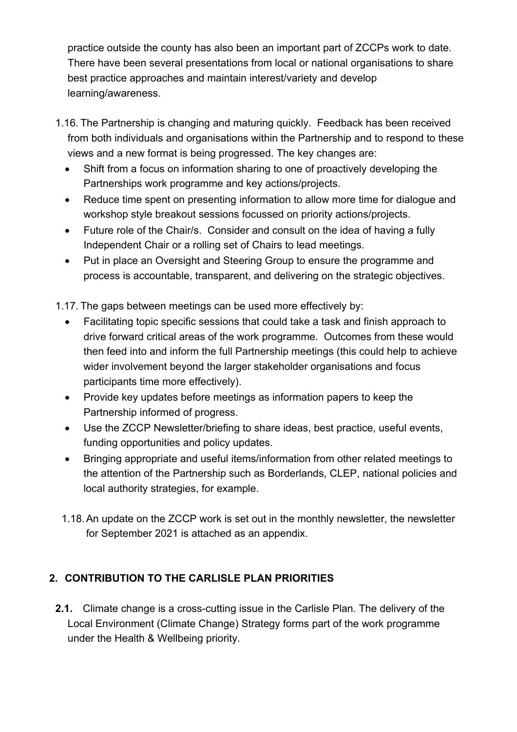practice outside the county has also been an important part of ZCCPs work to date. There have been several presentations from local or national organisations to share best practice approaches and maintain interest/variety and develop learning/awareness.

1.16. The Partnership is changing and maturing quickly. Feedback has been received from both individuals and organisations within the Partnership and to respond to these views and a new format is being progressed. The key changes are:

- Shift from a focus on information sharing to one of proactively developing the Partnerships work programme and key actions/projects.
- Reduce time spent on presenting information to allow more time for dialogue and workshop style breakout sessions focussed on priority actions/projects.
- Future role of the Chair/s. Consider and consult on the idea of having a fully Independent Chair or a rolling set of Chairs to lead meetings.
- Put in place an Oversight and Steering Group to ensure the programme and process is accountable, transparent, and delivering on the strategic objectives.

1.17. The gaps between meetings can be used more effectively by:

- Facilitating topic specific sessions that could take a task and finish approach to drive forward critical areas of the work programme. Outcomes from these would then feed into and inform the full Partnership meetings (this could help to achieve wider involvement beyond the larger stakeholder organisations and focus participants time more effectively).
- Provide key updates before meetings as information papers to keep the Partnership informed of progress.
- Use the ZCCP Newsletter/briefing to share ideas, best practice, useful events, funding opportunities and policy updates.
- Bringing appropriate and useful items/information from other related meetings to the attention of the Partnership such as Borderlands, CLEP, national policies and local authority strategies, for example.

1.18. An update on the ZCCP work is set out in the monthly newsletter, the newsletter for September 2021 is attached as an appendix.

## 2. CONTRIBUTION TO THE CARLISLE PLAN PRIORITIES

**2.1.** Climate change is a cross-cutting issue in the Carlisle Plan. The delivery of the Local Environment (Climate Change) Strategy forms part of the work programme under the Health & Wellbeing priority.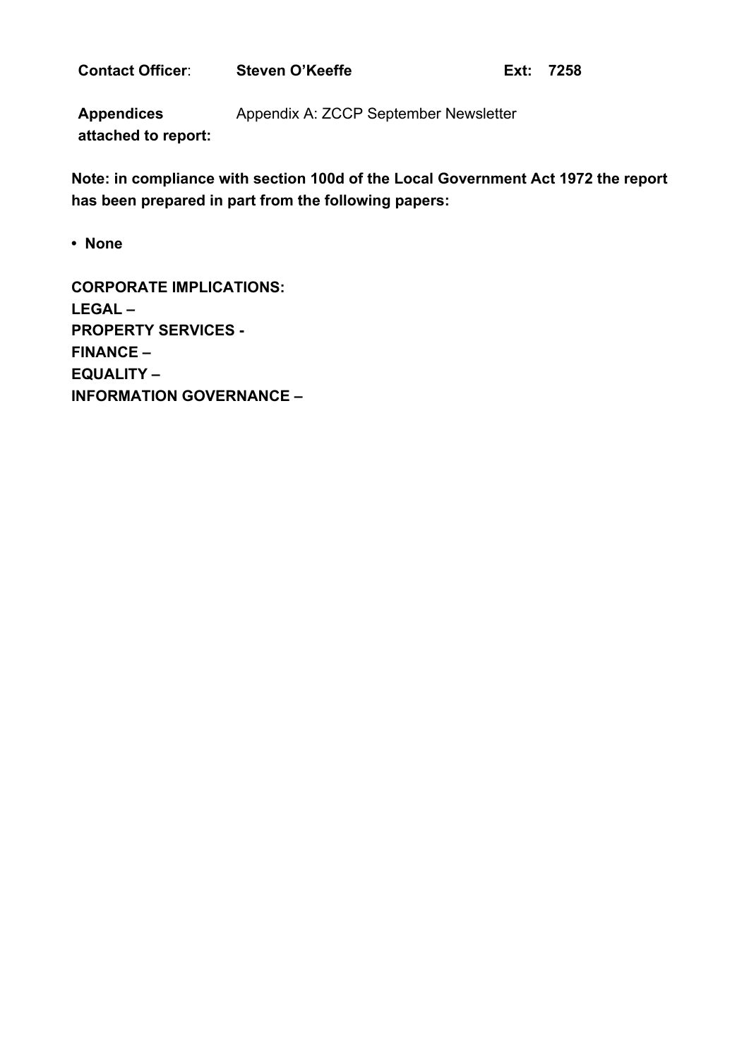**Contact Officer**: **Steven O'Keeffe** **Ext: 7258**

**Appendices attached to report:** Appendix A: ZCCP September Newsletter

**Note: in compliance with section 100d of the Local Government Act 1972 the report has been prepared in part from the following papers:**

- **None**

**CORPORATE IMPLICATIONS:**
**LEGAL –**
**PROPERTY SERVICES -**
**FINANCE –**
**EQUALITY –**
**INFORMATION GOVERNANCE –**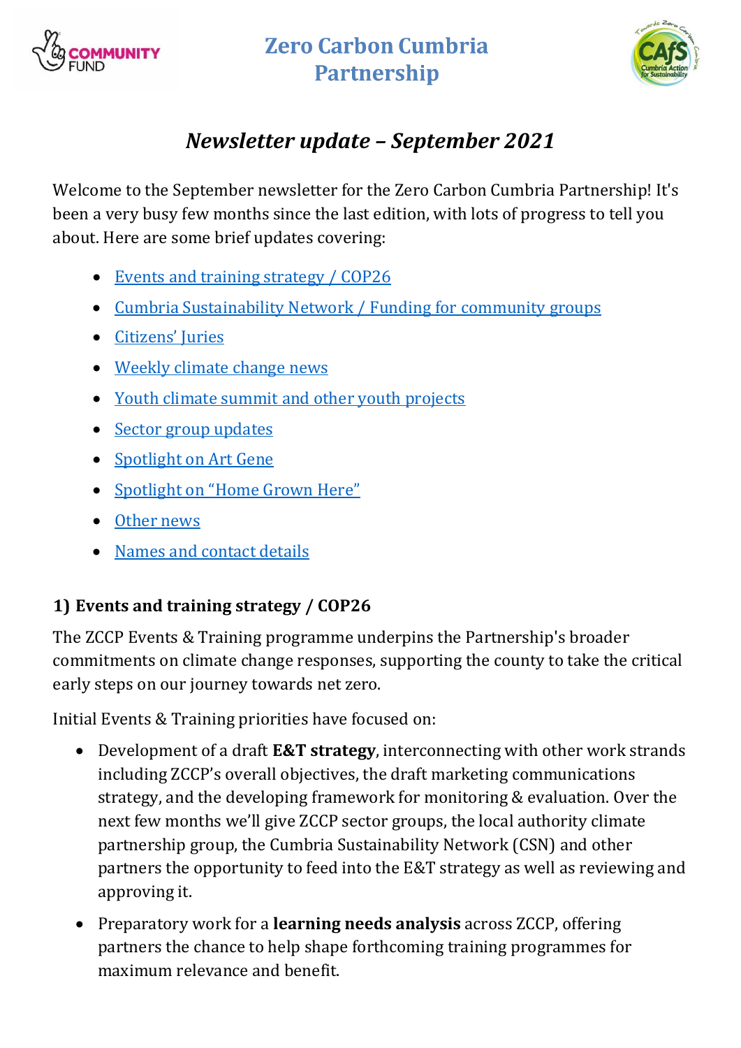# Zero Carbon Cumbria Partnership

## *Newsletter update – September 2021*

Welcome to the September newsletter for the Zero Carbon Cumbria Partnership! It's been a very busy few months since the last edition, with lots of progress to tell you about. Here are some brief updates covering:

- Events and training strategy / COP26
- Cumbria Sustainability Network / Funding for community groups
- Citizens' Juries
- Weekly climate change news
- Youth climate summit and other youth projects
- Sector group updates
- Spotlight on Art Gene
- Spotlight on "Home Grown Here"
- Other news
- Names and contact details

### 1) Events and training strategy / COP26

The ZCCP Events & Training programme underpins the Partnership's broader commitments on climate change responses, supporting the county to take the critical early steps on our journey towards net zero.

Initial Events & Training priorities have focused on:

- Development of a draft **E&T strategy**, interconnecting with other work strands including ZCCP's overall objectives, the draft marketing communications strategy, and the developing framework for monitoring & evaluation. Over the next few months we'll give ZCCP sector groups, the local authority climate partnership group, the Cumbria Sustainability Network (CSN) and other partners the opportunity to feed into the E&T strategy as well as reviewing and approving it.
- Preparatory work for a **learning needs analysis** across ZCCP, offering partners the chance to help shape forthcoming training programmes for maximum relevance and benefit.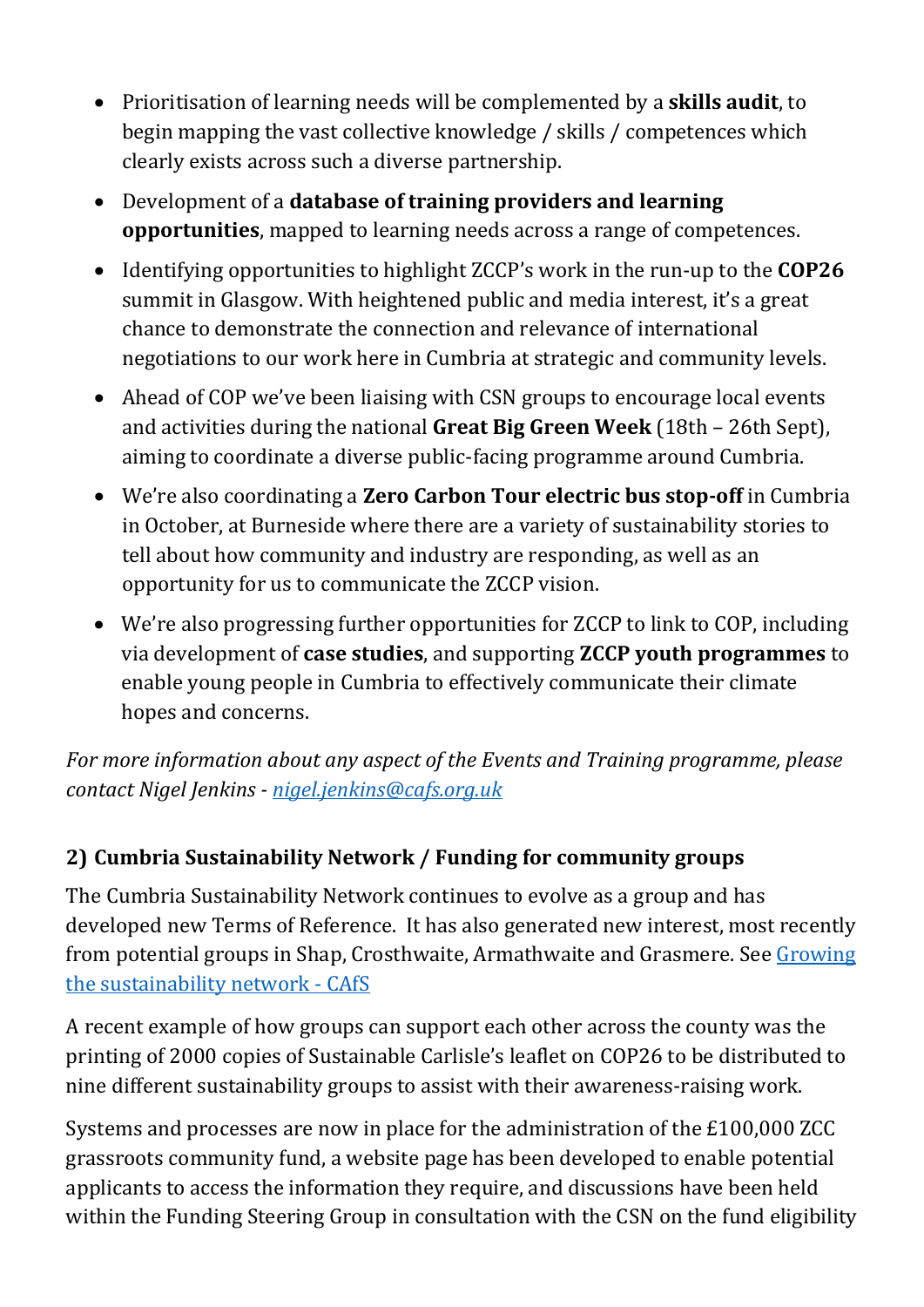- Prioritisation of learning needs will be complemented by a **skills audit**, to begin mapping the vast collective knowledge / skills / competences which clearly exists across such a diverse partnership.
- Development of a **database of training providers and learning opportunities**, mapped to learning needs across a range of competences.
- Identifying opportunities to highlight ZCCP's work in the run-up to the **COP26** summit in Glasgow. With heightened public and media interest, it's a great chance to demonstrate the connection and relevance of international negotiations to our work here in Cumbria at strategic and community levels.
- Ahead of COP we've been liaising with CSN groups to encourage local events and activities during the national **Great Big Green Week** (18th – 26th Sept), aiming to coordinate a diverse public-facing programme around Cumbria.
- We're also coordinating a **Zero Carbon Tour electric bus stop-off** in Cumbria in October, at Burneside where there are a variety of sustainability stories to tell about how community and industry are responding, as well as an opportunity for us to communicate the ZCCP vision.
- We're also progressing further opportunities for ZCCP to link to COP, including via development of **case studies**, and supporting **ZCCP youth programmes** to enable young people in Cumbria to effectively communicate their climate hopes and concerns.

*For more information about any aspect of the Events and Training programme, please contact Nigel Jenkins - [nigel.jenkins@cafs.org.uk](mailto:nigel.jenkins@cafs.org.uk)*

## 2) Cumbria Sustainability Network / Funding for community groups

The Cumbria Sustainability Network continues to evolve as a group and has developed new Terms of Reference. It has also generated new interest, most recently from potential groups in Shap, Crosthwaite, Armathwaite and Grasmere. See [Growing the sustainability network - CAfS](#)

A recent example of how groups can support each other across the county was the printing of 2000 copies of Sustainable Carlisle's leaflet on COP26 to be distributed to nine different sustainability groups to assist with their awareness-raising work.

Systems and processes are now in place for the administration of the £100,000 ZCC grassroots community fund, a website page has been developed to enable potential applicants to access the information they require, and discussions have been held within the Funding Steering Group in consultation with the CSN on the fund eligibility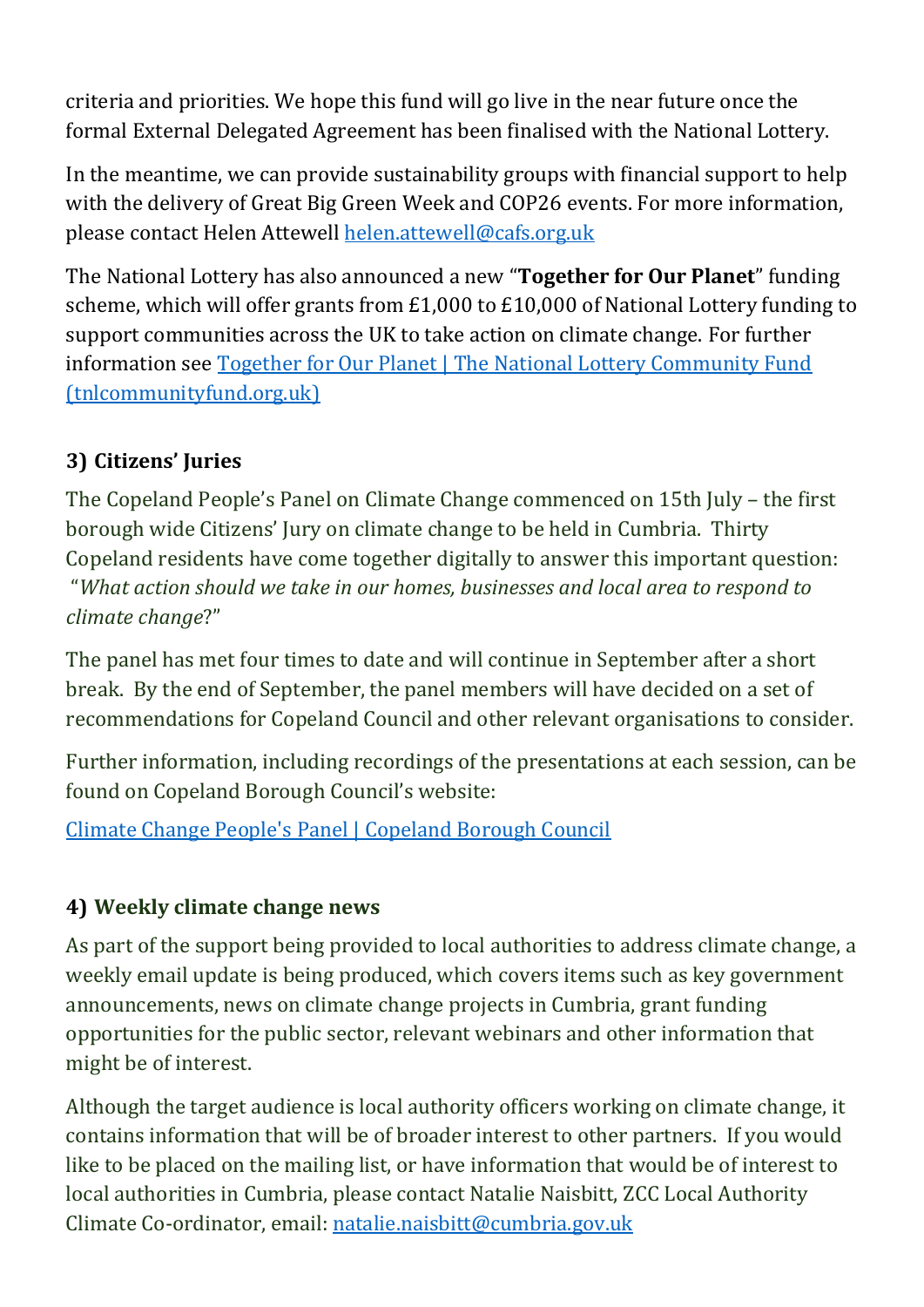criteria and priorities. We hope this fund will go live in the near future once the formal External Delegated Agreement has been finalised with the National Lottery.

In the meantime, we can provide sustainability groups with financial support to help with the delivery of Great Big Green Week and COP26 events. For more information, please contact Helen Attewell [helen.attewell@cafs.org.uk](mailto:helen.attewell@cafs.org.uk)

The National Lottery has also announced a new "**Together for Our Planet**" funding scheme, which will offer grants from £1,000 to £10,000 of National Lottery funding to support communities across the UK to take action on climate change. For further information see [Together for Our Planet | The National Lottery Community Fund (tnlcommunityfund.org.uk)](https://www.tnlcommunityfund.org.uk)

### 3) Citizens' Juries

The Copeland People's Panel on Climate Change commenced on 15th July – the first borough wide Citizens' Jury on climate change to be held in Cumbria. Thirty Copeland residents have come together digitally to answer this important question: "*What action should we take in our homes, businesses and local area to respond to climate change*?"

The panel has met four times to date and will continue in September after a short break. By the end of September, the panel members will have decided on a set of recommendations for Copeland Council and other relevant organisations to consider.

Further information, including recordings of the presentations at each session, can be found on Copeland Borough Council's website:

[Climate Change People's Panel | Copeland Borough Council](https://www.copeland.gov.uk)

### 4) Weekly climate change news

As part of the support being provided to local authorities to address climate change, a weekly email update is being produced, which covers items such as key government announcements, news on climate change projects in Cumbria, grant funding opportunities for the public sector, relevant webinars and other information that might be of interest.

Although the target audience is local authority officers working on climate change, it contains information that will be of broader interest to other partners. If you would like to be placed on the mailing list, or have information that would be of interest to local authorities in Cumbria, please contact Natalie Naisbitt, ZCC Local Authority Climate Co-ordinator, email: [natalie.naisbitt@cumbria.gov.uk](mailto:natalie.naisbitt@cumbria.gov.uk)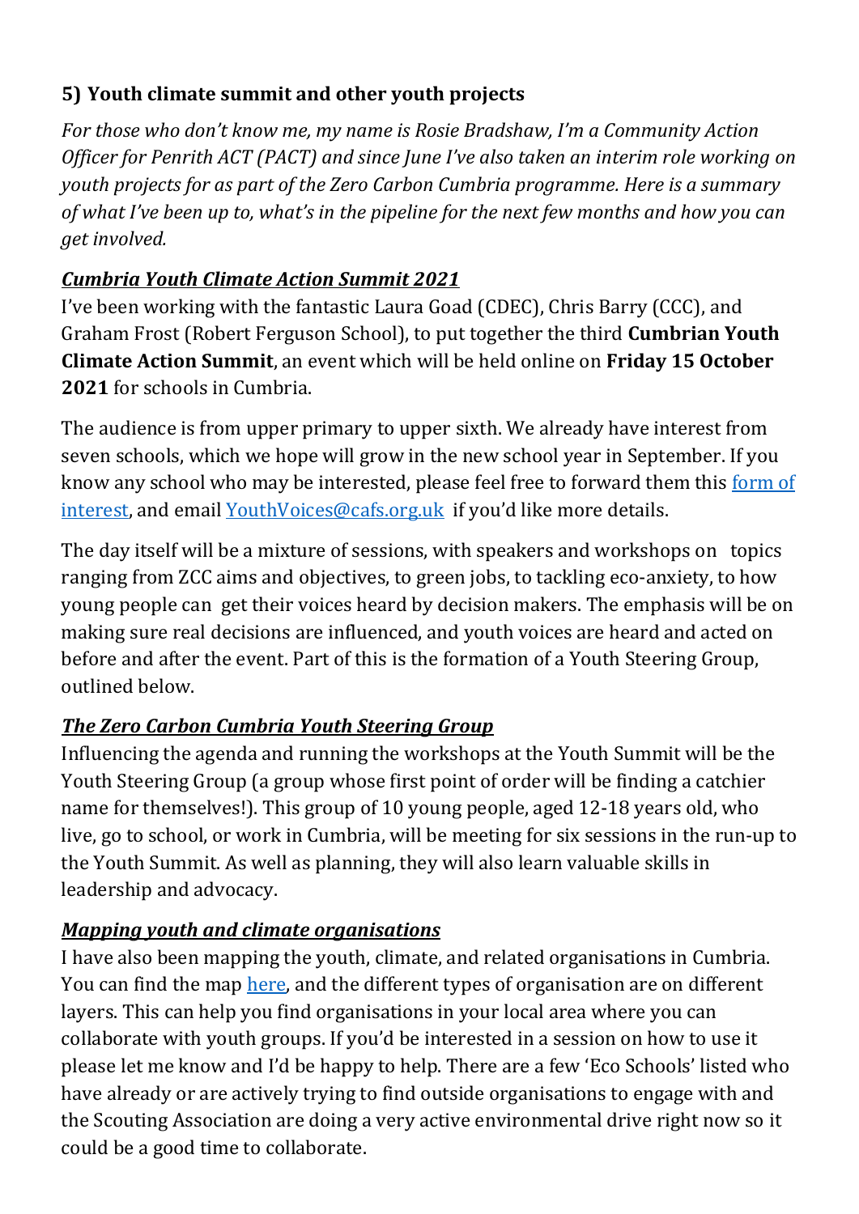### 5) Youth climate summit and other youth projects

*For those who don't know me, my name is Rosie Bradshaw, I'm a Community Action Officer for Penrith ACT (PACT) and since June I've also taken an interim role working on youth projects for as part of the Zero Carbon Cumbria programme. Here is a summary of what I've been up to, what's in the pipeline for the next few months and how you can get involved.*

***Cumbria Youth Climate Action Summit 2021***

I've been working with the fantastic Laura Goad (CDEC), Chris Barry (CCC), and Graham Frost (Robert Ferguson School), to put together the third **Cumbrian Youth Climate Action Summit**, an event which will be held online on **Friday 15 October 2021** for schools in Cumbria.

The audience is from upper primary to upper sixth. We already have interest from seven schools, which we hope will grow in the new school year in September. If you know any school who may be interested, please feel free to forward them this form of interest, and email YouthVoices@cafs.org.uk if you'd like more details.

The day itself will be a mixture of sessions, with speakers and workshops on topics ranging from ZCC aims and objectives, to green jobs, to tackling eco-anxiety, to how young people can get their voices heard by decision makers. The emphasis will be on making sure real decisions are influenced, and youth voices are heard and acted on before and after the event. Part of this is the formation of a Youth Steering Group, outlined below.

***The Zero Carbon Cumbria Youth Steering Group***

Influencing the agenda and running the workshops at the Youth Summit will be the Youth Steering Group (a group whose first point of order will be finding a catchier name for themselves!). This group of 10 young people, aged 12-18 years old, who live, go to school, or work in Cumbria, will be meeting for six sessions in the run-up to the Youth Summit. As well as planning, they will also learn valuable skills in leadership and advocacy.

***Mapping youth and climate organisations***

I have also been mapping the youth, climate, and related organisations in Cumbria. You can find the map here, and the different types of organisation are on different layers. This can help you find organisations in your local area where you can collaborate with youth groups. If you'd be interested in a session on how to use it please let me know and I'd be happy to help. There are a few 'Eco Schools' listed who have already or are actively trying to find outside organisations to engage with and the Scouting Association are doing a very active environmental drive right now so it could be a good time to collaborate.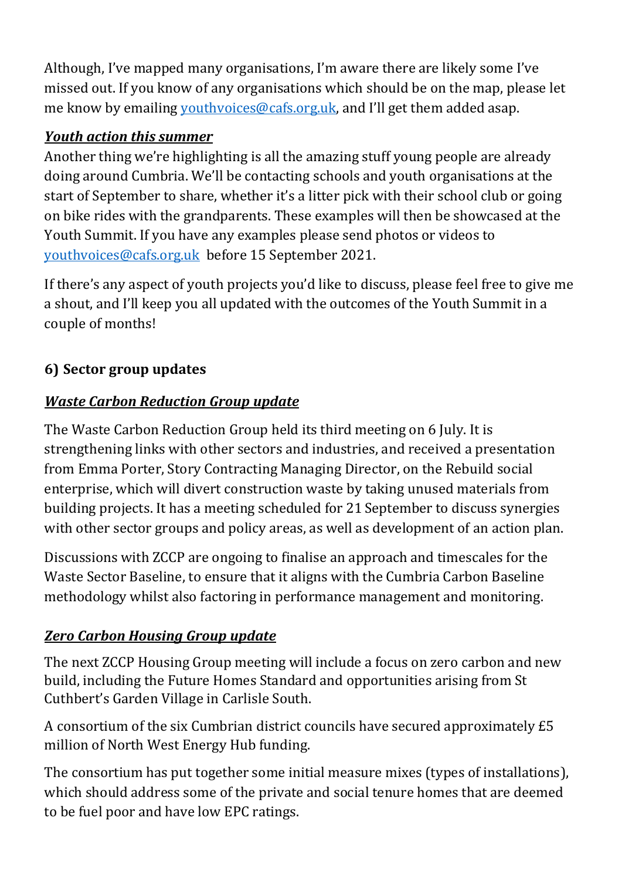Although, I've mapped many organisations, I'm aware there are likely some I've missed out. If you know of any organisations which should be on the map, please let me know by emailing youthvoices@cafs.org.uk, and I'll get them added asap.

***Youth action this summer***

Another thing we're highlighting is all the amazing stuff young people are already doing around Cumbria. We'll be contacting schools and youth organisations at the start of September to share, whether it's a litter pick with their school club or going on bike rides with the grandparents. These examples will then be showcased at the Youth Summit. If you have any examples please send photos or videos to youthvoices@cafs.org.uk before 15 September 2021.

If there's any aspect of youth projects you'd like to discuss, please feel free to give me a shout, and I'll keep you all updated with the outcomes of the Youth Summit in a couple of months!

## 6) Sector group updates

***Waste Carbon Reduction Group update***

The Waste Carbon Reduction Group held its third meeting on 6 July. It is strengthening links with other sectors and industries, and received a presentation from Emma Porter, Story Contracting Managing Director, on the Rebuild social enterprise, which will divert construction waste by taking unused materials from building projects. It has a meeting scheduled for 21 September to discuss synergies with other sector groups and policy areas, as well as development of an action plan.

Discussions with ZCCP are ongoing to finalise an approach and timescales for the Waste Sector Baseline, to ensure that it aligns with the Cumbria Carbon Baseline methodology whilst also factoring in performance management and monitoring.

***Zero Carbon Housing Group update***

The next ZCCP Housing Group meeting will include a focus on zero carbon and new build, including the Future Homes Standard and opportunities arising from St Cuthbert's Garden Village in Carlisle South.

A consortium of the six Cumbrian district councils have secured approximately £5 million of North West Energy Hub funding.

The consortium has put together some initial measure mixes (types of installations), which should address some of the private and social tenure homes that are deemed to be fuel poor and have low EPC ratings.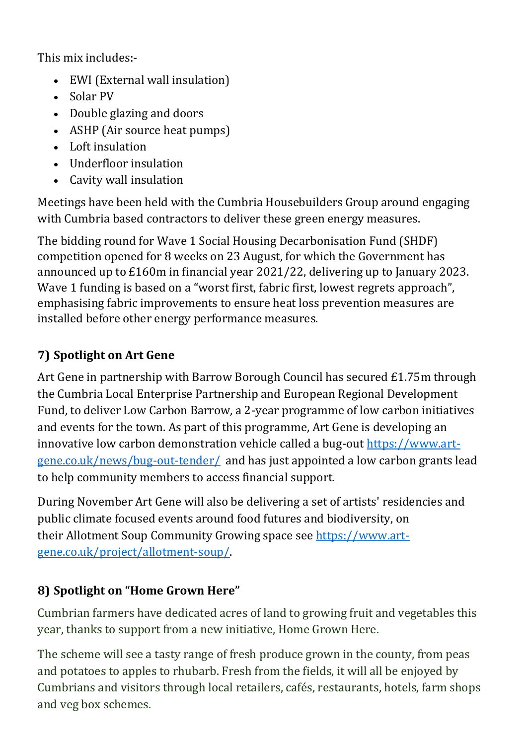This mix includes:-

- EWI (External wall insulation)
- Solar PV
- Double glazing and doors
- ASHP (Air source heat pumps)
- Loft insulation
- Underfloor insulation
- Cavity wall insulation

Meetings have been held with the Cumbria Housebuilders Group around engaging with Cumbria based contractors to deliver these green energy measures.

The bidding round for Wave 1 Social Housing Decarbonisation Fund (SHDF) competition opened for 8 weeks on 23 August, for which the Government has announced up to £160m in financial year 2021/22, delivering up to January 2023. Wave 1 funding is based on a "worst first, fabric first, lowest regrets approach", emphasising fabric improvements to ensure heat loss prevention measures are installed before other energy performance measures.

### 7) Spotlight on Art Gene

Art Gene in partnership with Barrow Borough Council has secured £1.75m through the Cumbria Local Enterprise Partnership and European Regional Development Fund, to deliver Low Carbon Barrow, a 2-year programme of low carbon initiatives and events for the town. As part of this programme, Art Gene is developing an innovative low carbon demonstration vehicle called a bug-out [https://www.art-gene.co.uk/news/bug-out-tender/](https://www.art-gene.co.uk/news/bug-out-tender/) and has just appointed a low carbon grants lead to help community members to access financial support.

During November Art Gene will also be delivering a set of artists' residencies and public climate focused events around food futures and biodiversity, on their Allotment Soup Community Growing space see [https://www.art-gene.co.uk/project/allotment-soup/](https://www.art-gene.co.uk/project/allotment-soup/).

### 8) Spotlight on "Home Grown Here"

Cumbrian farmers have dedicated acres of land to growing fruit and vegetables this year, thanks to support from a new initiative, Home Grown Here.

The scheme will see a tasty range of fresh produce grown in the county, from peas and potatoes to apples to rhubarb. Fresh from the fields, it will all be enjoyed by Cumbrians and visitors through local retailers, cafés, restaurants, hotels, farm shops and veg box schemes.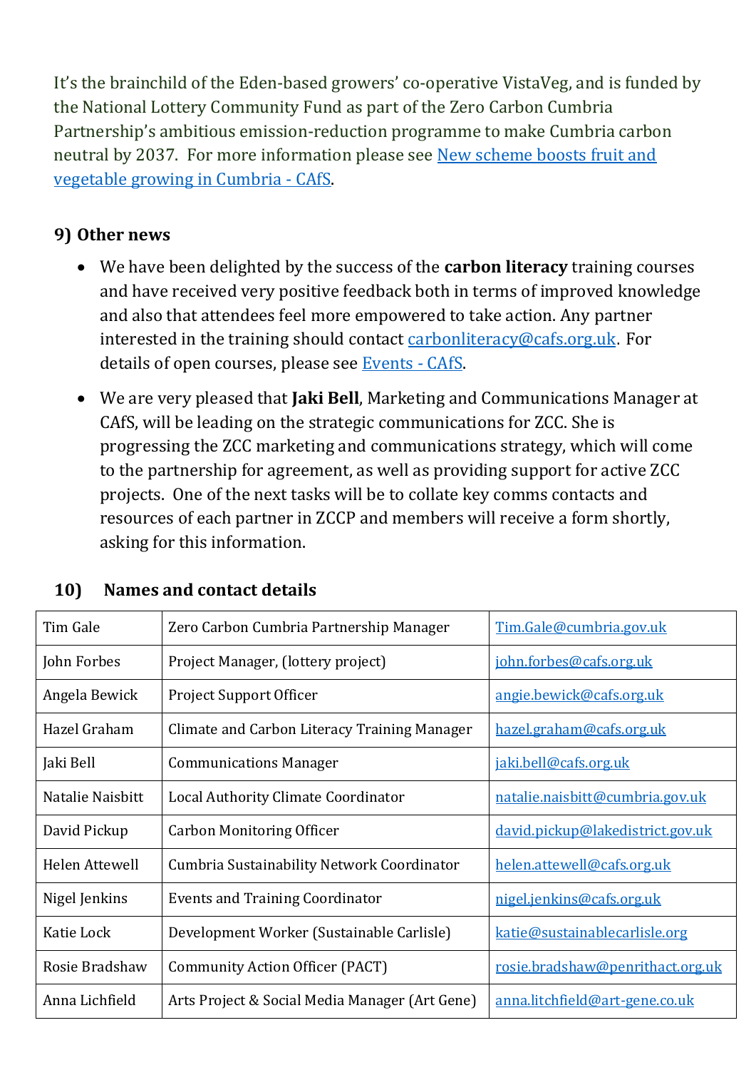It's the brainchild of the Eden-based growers' co-operative VistaVeg, and is funded by the National Lottery Community Fund as part of the Zero Carbon Cumbria Partnership's ambitious emission-reduction programme to make Cumbria carbon neutral by 2037. For more information please see [New scheme boosts fruit and vegetable growing in Cumbria - CAfS](#).

## 9) Other news

- We have been delighted by the success of the **carbon literacy** training courses and have received very positive feedback both in terms of improved knowledge and also that attendees feel more empowered to take action. Any partner interested in the training should contact carbonliteracy@cafs.org.uk. For details of open courses, please see [Events - CAfS](#).
- We are very pleased that **Jaki Bell**, Marketing and Communications Manager at CAfS, will be leading on the strategic communications for ZCC. She is progressing the ZCC marketing and communications strategy, which will come to the partnership for agreement, as well as providing support for active ZCC projects. One of the next tasks will be to collate key comms contacts and resources of each partner in ZCCP and members will receive a form shortly, asking for this information.

## 10) Names and contact details

| | | |
|---|---|---|
| Tim Gale | Zero Carbon Cumbria Partnership Manager | Tim.Gale@cumbria.gov.uk |
| John Forbes | Project Manager, (lottery project) | john.forbes@cafs.org.uk |
| Angela Bewick | Project Support Officer | angie.bewick@cafs.org.uk |
| Hazel Graham | Climate and Carbon Literacy Training Manager | hazel.graham@cafs.org.uk |
| Jaki Bell | Communications Manager | jaki.bell@cafs.org.uk |
| Natalie Naisbitt | Local Authority Climate Coordinator | natalie.naisbitt@cumbria.gov.uk |
| David Pickup | Carbon Monitoring Officer | david.pickup@lakedistrict.gov.uk |
| Helen Attewell | Cumbria Sustainability Network Coordinator | helen.attewell@cafs.org.uk |
| Nigel Jenkins | Events and Training Coordinator | nigel.jenkins@cafs.org.uk |
| Katie Lock | Development Worker (Sustainable Carlisle) | katie@sustainablecarlisle.org |
| Rosie Bradshaw | Community Action Officer (PACT) | rosie.bradshaw@penrithact.org.uk |
| Anna Lichfield | Arts Project & Social Media Manager (Art Gene) | anna.litchfield@art-gene.co.uk |